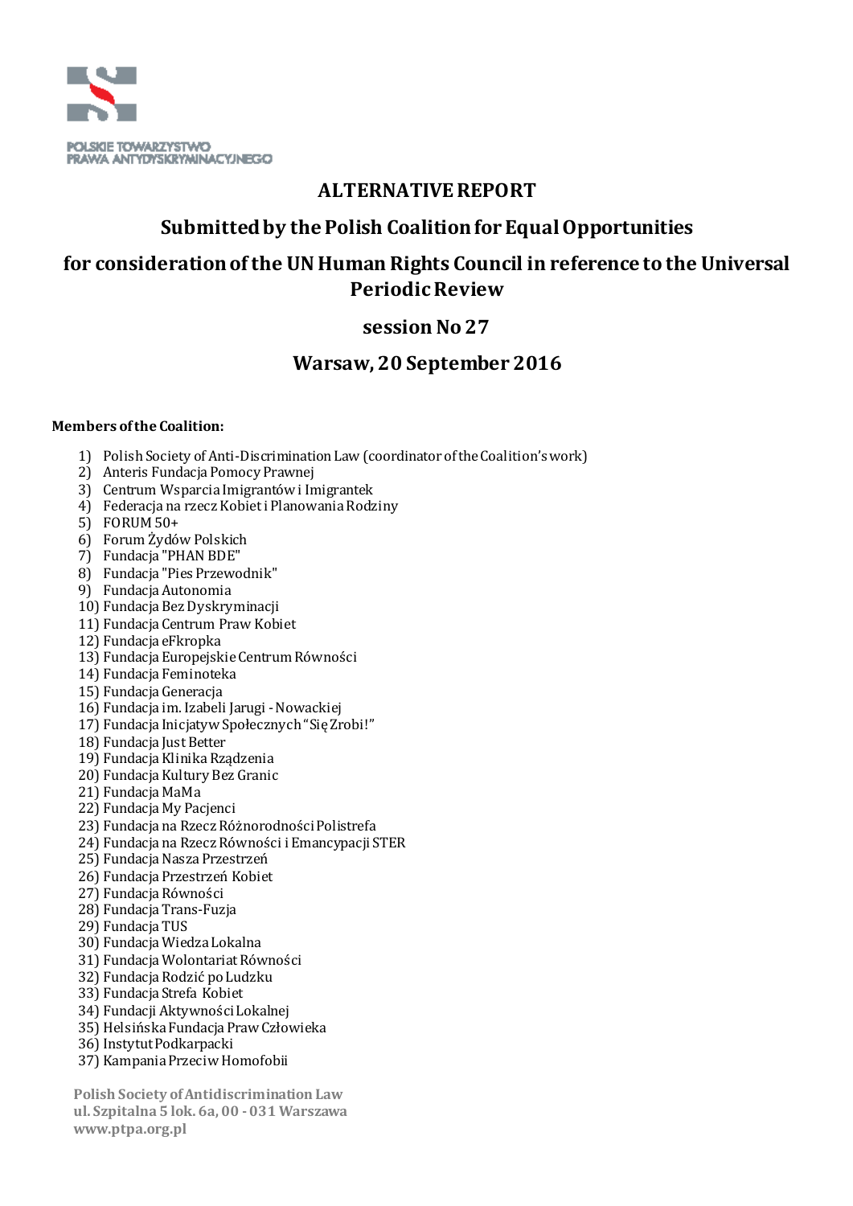POLSKIE TOWARZYSTWO PRAWA ANTYDYSKRYMINACYJNEGO

# ALTERNATIVE REPORT

## Submitted by the Polish Coalition for Equal Opportunities

## for consideration of the UN Human Rights Council in reference to the Universal Periodic Review

## session No 27

## Warsaw, 20 September 2016

**Members of the Coalition:**

1) Polish Society of Anti-Discrimination Law (coordinator of the Coalition's work)
2) Anteris Fundacja Pomocy Prawnej
3) Centrum Wsparcia Imigrantów i Imigrantek
4) Federacja na rzecz Kobiet i Planowania Rodziny
5) FORUM 50+
6) Forum Żydów Polskich
7) Fundacja "PHAN BDE"
8) Fundacja "Pies Przewodnik"
9) Fundacja Autonomia
10) Fundacja Bez Dyskryminacji
11) Fundacja Centrum Praw Kobiet
12) Fundacja eFkropka
13) Fundacja Europejskie Centrum Równości
14) Fundacja Feminoteka
15) Fundacja Generacja
16) Fundacja im. Izabeli Jarugi - Nowackiej
17) Fundacja Inicjatyw Społecznych "Się Zrobi!"
18) Fundacja Just Better
19) Fundacja Klinika Rządzenia
20) Fundacja Kultury Bez Granic
21) Fundacja MaMa
22) Fundacja My Pacjenci
23) Fundacja na Rzecz Różnorodności Polistrefa
24) Fundacja na Rzecz Równości i Emancypacji STER
25) Fundacja Nasza Przestrzeń
26) Fundacja Przestrzeń Kobiet
27) Fundacja Równości
28) Fundacja Trans-Fuzja
29) Fundacja TUS
30) Fundacja Wiedza Lokalna
31) Fundacja Wolontariat Równości
32) Fundacja Rodzić po Ludzku
33) Fundacja Strefa Kobiet
34) Fundacji Aktywności Lokalnej
35) Helsińska Fundacja Praw Człowieka
36) Instytut Podkarpacki
37) Kampania Przeciw Homofobii

Polish Society of Antidiscrimination Law
ul. Szpitalna 5 lok. 6a, 00 - 031 Warszawa
www.ptpa.org.pl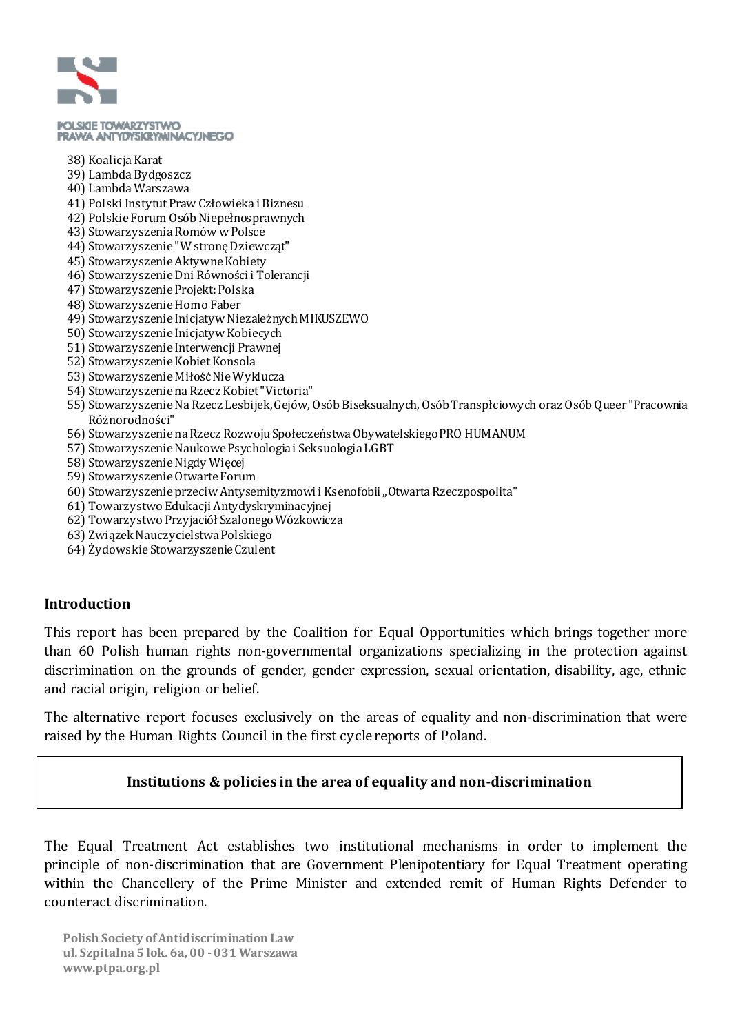38) Koalicja Karat
39) Lambda Bydgoszcz
40) Lambda Warszawa
41) Polski Instytut Praw Człowieka i Biznesu
42) Polskie Forum Osób Niepełnosprawnych
43) Stowarzyszenia Romów w Polsce
44) Stowarzyszenie "W stronę Dziewcząt"
45) Stowarzyszenie Aktywne Kobiety
46) Stowarzyszenie Dni Równości i Tolerancji
47) Stowarzyszenie Projekt: Polska
48) Stowarzyszenie Homo Faber
49) Stowarzyszenie Inicjatyw Niezależnych MIKUSZEWO
50) Stowarzyszenie Inicjatyw Kobiecych
51) Stowarzyszenie Interwencji Prawnej
52) Stowarzyszenie Kobiet Konsola
53) Stowarzyszenie Miłość Nie Wyklucza
54) Stowarzyszenie na Rzecz Kobiet "Victoria"
55) Stowarzyszenie Na Rzecz Lesbijek, Gejów, Osób Biseksualnych, Osób Transpłciowych oraz Osób Queer "Pracownia Różnorodności"
56) Stowarzyszenie na Rzecz Rozwoju Społeczeństwa Obywatelskiego PRO HUMANUM
57) Stowarzyszenie Naukowe Psychologia i Seksuologia LGBT
58) Stowarzyszenie Nigdy Więcej
59) Stowarzyszenie Otwarte Forum
60) Stowarzyszenie przeciw Antysemityzmowi i Ksenofobii „Otwarta Rzeczpospolita"
61) Towarzystwo Edukacji Antydyskryminacyjnej
62) Towarzystwo Przyjaciół Szalonego Wózkowicza
63) Związek Nauczycielstwa Polskiego
64) Żydowskie Stowarzyszenie Czulent

## Introduction

This report has been prepared by the Coalition for Equal Opportunities which brings together more than 60 Polish human rights non-governmental organizations specializing in the protection against discrimination on the grounds of gender, gender expression, sexual orientation, disability, age, ethnic and racial origin, religion or belief.

The alternative report focuses exclusively on the areas of equality and non-discrimination that were raised by the Human Rights Council in the first cycle reports of Poland.

### Institutions & policies in the area of equality and non-discrimination

The Equal Treatment Act establishes two institutional mechanisms in order to implement the principle of non-discrimination that are Government Plenipotentiary for Equal Treatment operating within the Chancellery of the Prime Minister and extended remit of Human Rights Defender to counteract discrimination.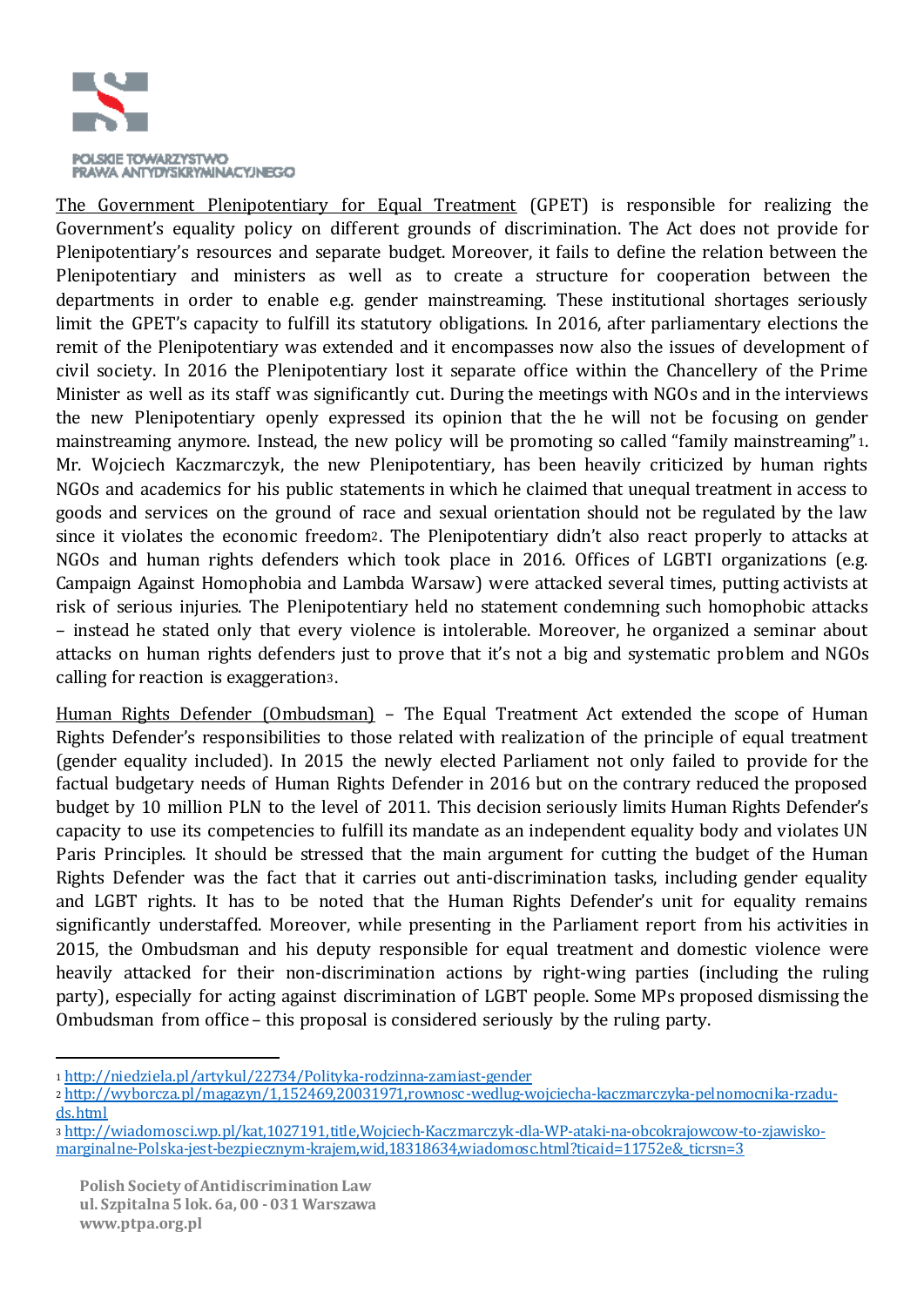The Government Plenipotentiary for Equal Treatment (GPET) is responsible for realizing the Government's equality policy on different grounds of discrimination. The Act does not provide for Plenipotentiary's resources and separate budget. Moreover, it fails to define the relation between the Plenipotentiary and ministers as well as to create a structure for cooperation between the departments in order to enable e.g. gender mainstreaming. These institutional shortages seriously limit the GPET's capacity to fulfill its statutory obligations. In 2016, after parliamentary elections the remit of the Plenipotentiary was extended and it encompasses now also the issues of development of civil society. In 2016 the Plenipotentiary lost it separate office within the Chancellery of the Prime Minister as well as its staff was significantly cut. During the meetings with NGOs and in the interviews the new Plenipotentiary openly expressed its opinion that the he will not be focusing on gender mainstreaming anymore. Instead, the new policy will be promoting so called "family mainstreaming"[1]. Mr. Wojciech Kaczmarczyk, the new Plenipotentiary, has been heavily criticized by human rights NGOs and academics for his public statements in which he claimed that unequal treatment in access to goods and services on the ground of race and sexual orientation should not be regulated by the law since it violates the economic freedom[2]. The Plenipotentiary didn't also react properly to attacks at NGOs and human rights defenders which took place in 2016. Offices of LGBTI organizations (e.g. Campaign Against Homophobia and Lambda Warsaw) were attacked several times, putting activists at risk of serious injuries. The Plenipotentiary held no statement condemning such homophobic attacks – instead he stated only that every violence is intolerable. Moreover, he organized a seminar about attacks on human rights defenders just to prove that it's not a big and systematic problem and NGOs calling for reaction is exaggeration[3].

Human Rights Defender (Ombudsman) – The Equal Treatment Act extended the scope of Human Rights Defender's responsibilities to those related with realization of the principle of equal treatment (gender equality included). In 2015 the newly elected Parliament not only failed to provide for the factual budgetary needs of Human Rights Defender in 2016 but on the contrary reduced the proposed budget by 10 million PLN to the level of 2011. This decision seriously limits Human Rights Defender's capacity to use its competencies to fulfill its mandate as an independent equality body and violates UN Paris Principles. It should be stressed that the main argument for cutting the budget of the Human Rights Defender was the fact that it carries out anti-discrimination tasks, including gender equality and LGBT rights. It has to be noted that the Human Rights Defender's unit for equality remains significantly understaffed. Moreover, while presenting in the Parliament report from his activities in 2015, the Ombudsman and his deputy responsible for equal treatment and domestic violence were heavily attacked for their non-discrimination actions by right-wing parties (including the ruling party), especially for acting against discrimination of LGBT people. Some MPs proposed dismissing the Ombudsman from office – this proposal is considered seriously by the ruling party.

---

[1] http://niedziela.pl/artykul/22734/Polityka-rodzinna-zamiast-gender

[2] http://wyborcza.pl/magazyn/1,152469,20031971,rownosc-wedlug-wojciecha-kaczmarczyka-pelnomocnika-rzadu-ds.html

[3] http://wiadomosci.wp.pl/kat,1027191,title,Wojciech-Kaczmarczyk-dla-WP-ataki-na-obcokrajowcow-to-zjawisko-marginalne-Polska-jest-bezpiecznym-krajem,wid,18318634,wiadomosc.html?ticaid=11752e&_ticrsn=3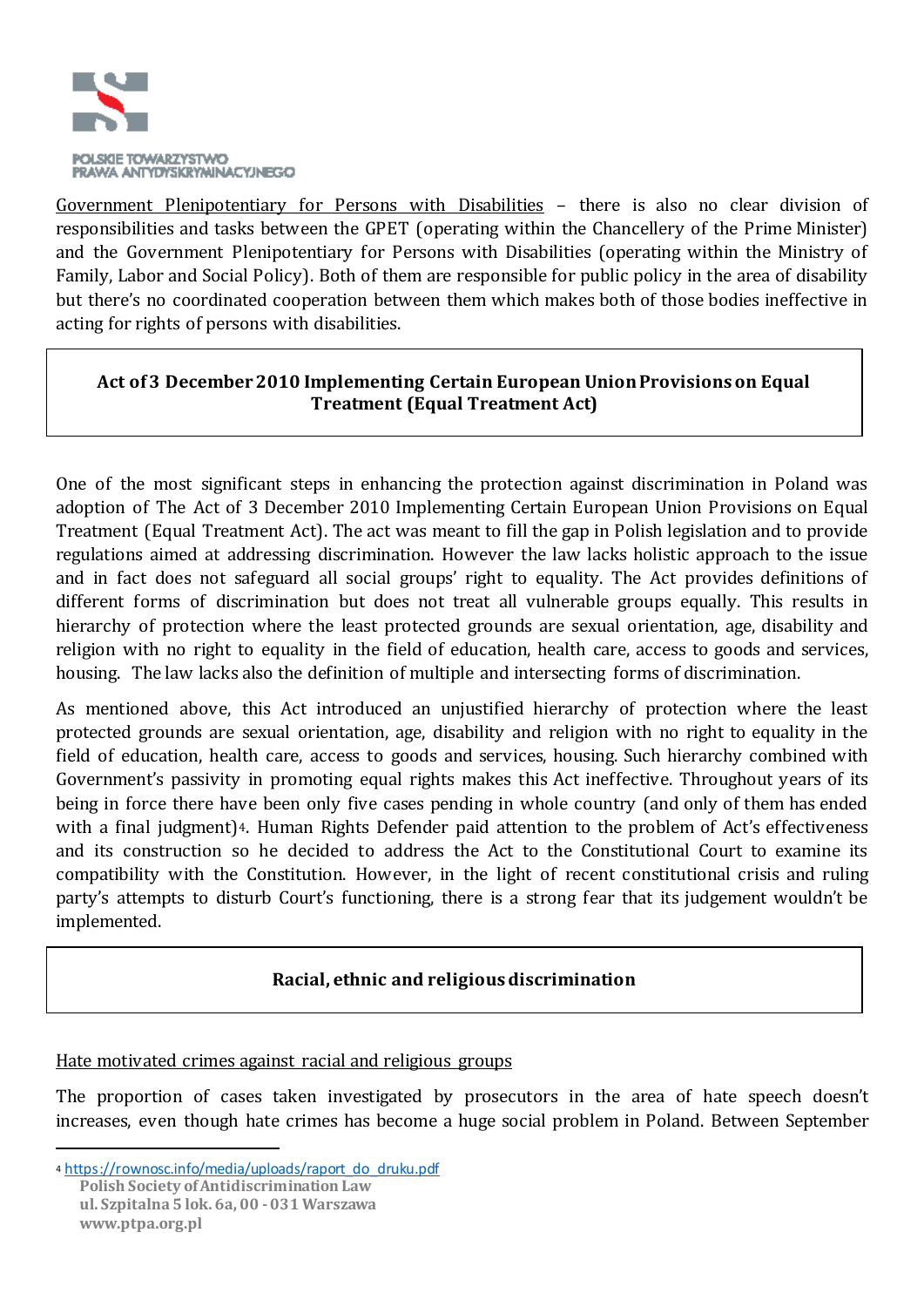Government Plenipotentiary for Persons with Disabilities – there is also no clear division of responsibilities and tasks between the GPET (operating within the Chancellery of the Prime Minister) and the Government Plenipotentiary for Persons with Disabilities (operating within the Ministry of Family, Labor and Social Policy). Both of them are responsible for public policy in the area of disability but there's no coordinated cooperation between them which makes both of those bodies ineffective in acting for rights of persons with disabilities.

## Act of 3 December 2010 Implementing Certain European Union Provisions on Equal Treatment (Equal Treatment Act)

One of the most significant steps in enhancing the protection against discrimination in Poland was adoption of The Act of 3 December 2010 Implementing Certain European Union Provisions on Equal Treatment (Equal Treatment Act). The act was meant to fill the gap in Polish legislation and to provide regulations aimed at addressing discrimination. However the law lacks holistic approach to the issue and in fact does not safeguard all social groups' right to equality. The Act provides definitions of different forms of discrimination but does not treat all vulnerable groups equally. This results in hierarchy of protection where the least protected grounds are sexual orientation, age, disability and religion with no right to equality in the field of education, health care, access to goods and services, housing. The law lacks also the definition of multiple and intersecting forms of discrimination.

As mentioned above, this Act introduced an unjustified hierarchy of protection where the least protected grounds are sexual orientation, age, disability and religion with no right to equality in the field of education, health care, access to goods and services, housing. Such hierarchy combined with Government's passivity in promoting equal rights makes this Act ineffective. Throughout years of its being in force there have been only five cases pending in whole country (and only of them has ended with a final judgment)[4]. Human Rights Defender paid attention to the problem of Act's effectiveness and its construction so he decided to address the Act to the Constitutional Court to examine its compatibility with the Constitution. However, in the light of recent constitutional crisis and ruling party's attempts to disturb Court's functioning, there is a strong fear that its judgement wouldn't be implemented.

## Racial, ethnic and religious discrimination

Hate motivated crimes against racial and religious groups

The proportion of cases taken investigated by prosecutors in the area of hate speech doesn't increases, even though hate crimes has become a huge social problem in Poland. Between September

[4] https://rownosc.info/media/uploads/raport_do_druku.pdf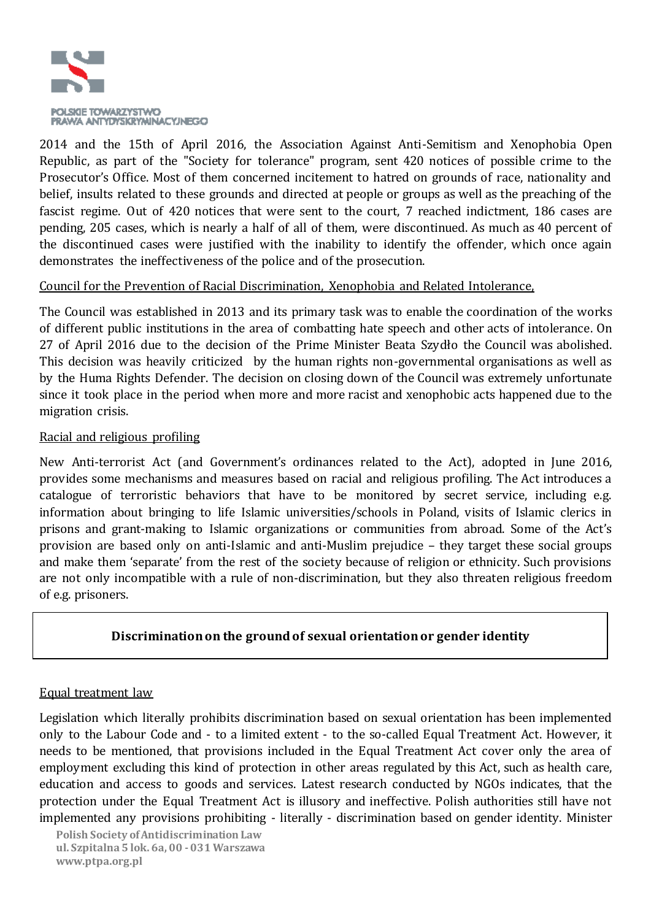2014 and the 15th of April 2016, the Association Against Anti-Semitism and Xenophobia Open Republic, as part of the "Society for tolerance" program, sent 420 notices of possible crime to the Prosecutor's Office. Most of them concerned incitement to hatred on grounds of race, nationality and belief, insults related to these grounds and directed at people or groups as well as the preaching of the fascist regime. Out of 420 notices that were sent to the court, 7 reached indictment, 186 cases are pending, 205 cases, which is nearly a half of all of them, were discontinued. As much as 40 percent of the discontinued cases were justified with the inability to identify the offender, which once again demonstrates the ineffectiveness of the police and of the prosecution.

Council for the Prevention of Racial Discrimination, Xenophobia and Related Intolerance,

The Council was established in 2013 and its primary task was to enable the coordination of the works of different public institutions in the area of combatting hate speech and other acts of intolerance. On 27 of April 2016 due to the decision of the Prime Minister Beata Szydło the Council was abolished. This decision was heavily criticized by the human rights non-governmental organisations as well as by the Huma Rights Defender. The decision on closing down of the Council was extremely unfortunate since it took place in the period when more and more racist and xenophobic acts happened due to the migration crisis.

Racial and religious profiling

New Anti-terrorist Act (and Government's ordinances related to the Act), adopted in June 2016, provides some mechanisms and measures based on racial and religious profiling. The Act introduces a catalogue of terroristic behaviors that have to be monitored by secret service, including e.g. information about bringing to life Islamic universities/schools in Poland, visits of Islamic clerics in prisons and grant-making to Islamic organizations or communities from abroad. Some of the Act's provision are based only on anti-Islamic and anti-Muslim prejudice – they target these social groups and make them 'separate' from the rest of the society because of religion or ethnicity. Such provisions are not only incompatible with a rule of non-discrimination, but they also threaten religious freedom of e.g. prisoners.

## Discrimination on the ground of sexual orientation or gender identity

Equal treatment law

Legislation which literally prohibits discrimination based on sexual orientation has been implemented only to the Labour Code and - to a limited extent - to the so-called Equal Treatment Act. However, it needs to be mentioned, that provisions included in the Equal Treatment Act cover only the area of employment excluding this kind of protection in other areas regulated by this Act, such as health care, education and access to goods and services. Latest research conducted by NGOs indicates, that the protection under the Equal Treatment Act is illusory and ineffective. Polish authorities still have not implemented any provisions prohibiting - literally - discrimination based on gender identity. Minister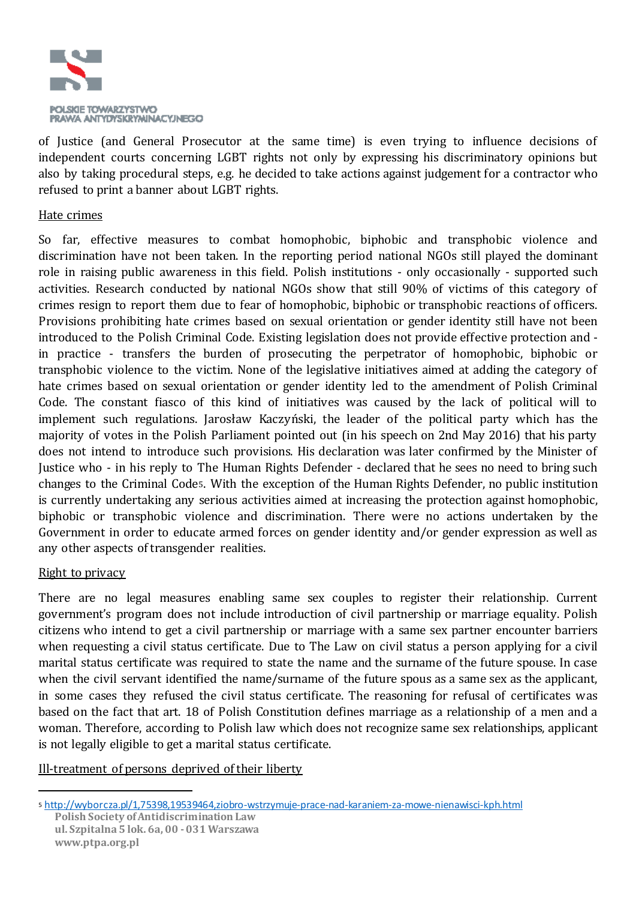of Justice (and General Prosecutor at the same time) is even trying to influence decisions of independent courts concerning LGBT rights not only by expressing his discriminatory opinions but also by taking procedural steps, e.g. he decided to take actions against judgement for a contractor who refused to print a banner about LGBT rights.

Hate crimes

So far, effective measures to combat homophobic, biphobic and transphobic violence and discrimination have not been taken. In the reporting period national NGOs still played the dominant role in raising public awareness in this field. Polish institutions - only occasionally - supported such activities. Research conducted by national NGOs show that still 90% of victims of this category of crimes resign to report them due to fear of homophobic, biphobic or transphobic reactions of officers. Provisions prohibiting hate crimes based on sexual orientation or gender identity still have not been introduced to the Polish Criminal Code. Existing legislation does not provide effective protection and - in practice - transfers the burden of prosecuting the perpetrator of homophobic, biphobic or transphobic violence to the victim. None of the legislative initiatives aimed at adding the category of hate crimes based on sexual orientation or gender identity led to the amendment of Polish Criminal Code. The constant fiasco of this kind of initiatives was caused by the lack of political will to implement such regulations. Jarosław Kaczyński, the leader of the political party which has the majority of votes in the Polish Parliament pointed out (in his speech on 2nd May 2016) that his party does not intend to introduce such provisions. His declaration was later confirmed by the Minister of Justice who - in his reply to The Human Rights Defender - declared that he sees no need to bring such changes to the Criminal Code[5]. With the exception of the Human Rights Defender, no public institution is currently undertaking any serious activities aimed at increasing the protection against homophobic, biphobic or transphobic violence and discrimination. There were no actions undertaken by the Government in order to educate armed forces on gender identity and/or gender expression as well as any other aspects of transgender realities.

Right to privacy

There are no legal measures enabling same sex couples to register their relationship. Current government's program does not include introduction of civil partnership or marriage equality. Polish citizens who intend to get a civil partnership or marriage with a same sex partner encounter barriers when requesting a civil status certificate. Due to The Law on civil status a person applying for a civil marital status certificate was required to state the name and the surname of the future spouse. In case when the civil servant identified the name/surname of the future spous as a same sex as the applicant, in some cases they refused the civil status certificate. The reasoning for refusal of certificates was based on the fact that art. 18 of Polish Constitution defines marriage as a relationship of a men and a woman. Therefore, according to Polish law which does not recognize same sex relationships, applicant is not legally eligible to get a marital status certificate.

Ill-treatment of persons deprived of their liberty

[5] http://wyborcza.pl/1,75398,19539464,ziobro-wstrzymuje-prace-nad-karaniem-za-mowe-nienawisci-kph.html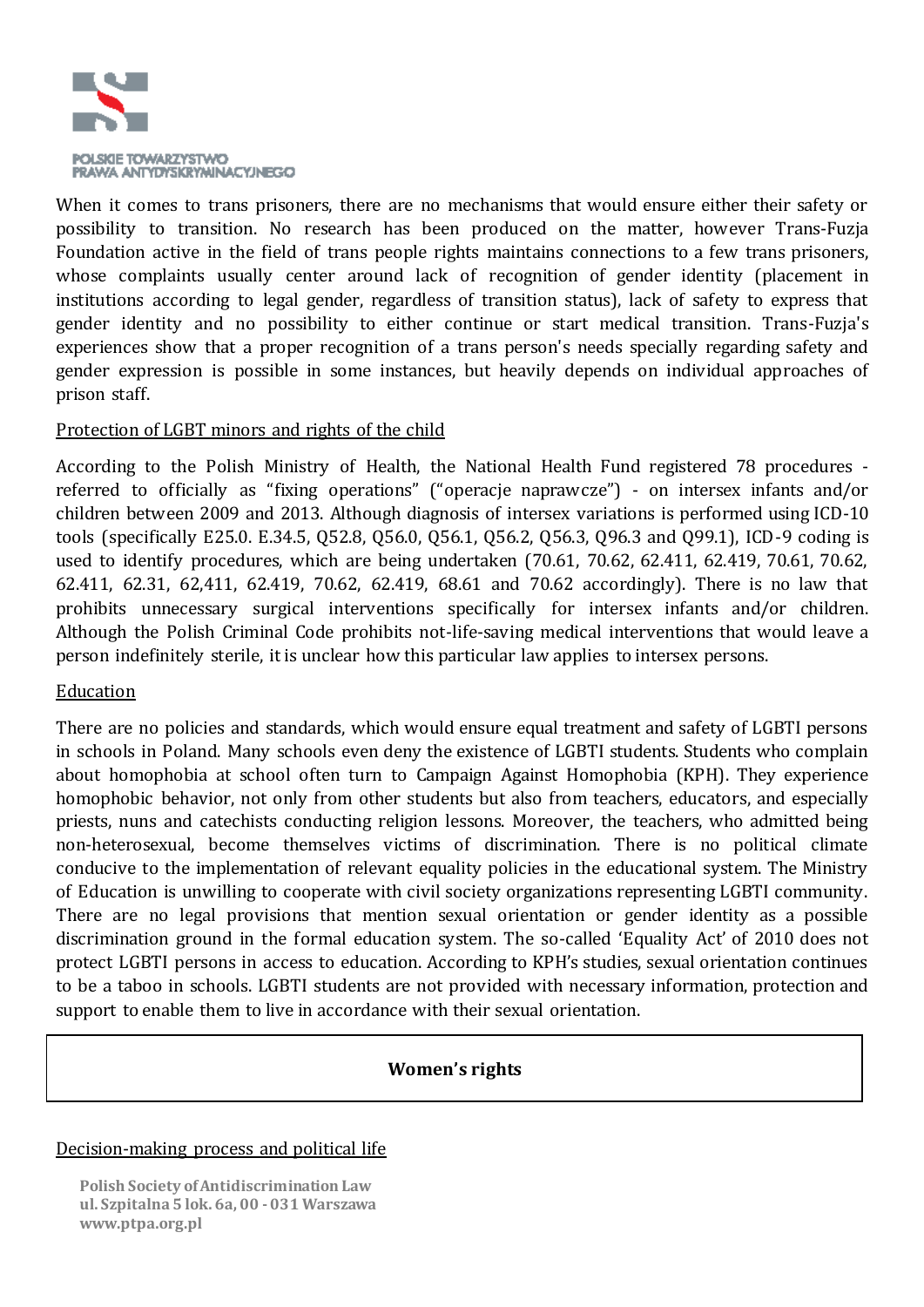When it comes to trans prisoners, there are no mechanisms that would ensure either their safety or possibility to transition. No research has been produced on the matter, however Trans-Fuzja Foundation active in the field of trans people rights maintains connections to a few trans prisoners, whose complaints usually center around lack of recognition of gender identity (placement in institutions according to legal gender, regardless of transition status), lack of safety to express that gender identity and no possibility to either continue or start medical transition. Trans-Fuzja's experiences show that a proper recognition of a trans person's needs specially regarding safety and gender expression is possible in some instances, but heavily depends on individual approaches of prison staff.

Protection of LGBT minors and rights of the child

According to the Polish Ministry of Health, the National Health Fund registered 78 procedures - referred to officially as "fixing operations" ("operacje naprawcze") - on intersex infants and/or children between 2009 and 2013. Although diagnosis of intersex variations is performed using ICD-10 tools (specifically E25.0. E.34.5, Q52.8, Q56.0, Q56.1, Q56.2, Q56.3, Q96.3 and Q99.1), ICD-9 coding is used to identify procedures, which are being undertaken (70.61, 70.62, 62.411, 62.419, 70.61, 70.62, 62.411, 62.31, 62,411, 62.419, 70.62, 62.419, 68.61 and 70.62 accordingly). There is no law that prohibits unnecessary surgical interventions specifically for intersex infants and/or children. Although the Polish Criminal Code prohibits not-life-saving medical interventions that would leave a person indefinitely sterile, it is unclear how this particular law applies to intersex persons.

Education

There are no policies and standards, which would ensure equal treatment and safety of LGBTI persons in schools in Poland. Many schools even deny the existence of LGBTI students. Students who complain about homophobia at school often turn to Campaign Against Homophobia (KPH). They experience homophobic behavior, not only from other students but also from teachers, educators, and especially priests, nuns and catechists conducting religion lessons. Moreover, the teachers, who admitted being non-heterosexual, become themselves victims of discrimination. There is no political climate conducive to the implementation of relevant equality policies in the educational system. The Ministry of Education is unwilling to cooperate with civil society organizations representing LGBTI community. There are no legal provisions that mention sexual orientation or gender identity as a possible discrimination ground in the formal education system. The so-called 'Equality Act' of 2010 does not protect LGBTI persons in access to education. According to KPH's studies, sexual orientation continues to be a taboo in schools. LGBTI students are not provided with necessary information, protection and support to enable them to live in accordance with their sexual orientation.

## Women's rights

Decision-making process and political life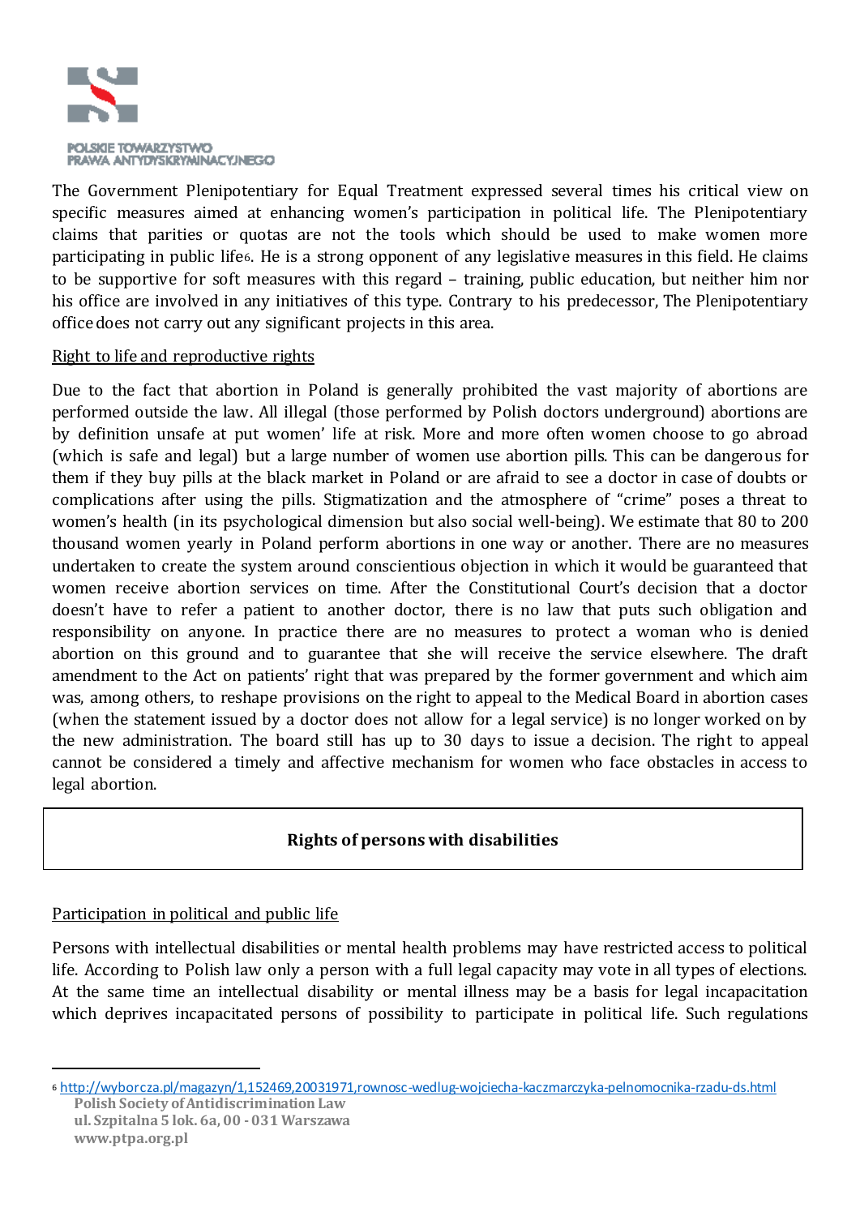The Government Plenipotentiary for Equal Treatment expressed several times his critical view on specific measures aimed at enhancing women's participation in political life. The Plenipotentiary claims that parities or quotas are not the tools which should be used to make women more participating in public life[6]. He is a strong opponent of any legislative measures in this field. He claims to be supportive for soft measures with this regard – training, public education, but neither him nor his office are involved in any initiatives of this type. Contrary to his predecessor, The Plenipotentiary office does not carry out any significant projects in this area.

Right to life and reproductive rights

Due to the fact that abortion in Poland is generally prohibited the vast majority of abortions are performed outside the law. All illegal (those performed by Polish doctors underground) abortions are by definition unsafe at put women' life at risk. More and more often women choose to go abroad (which is safe and legal) but a large number of women use abortion pills. This can be dangerous for them if they buy pills at the black market in Poland or are afraid to see a doctor in case of doubts or complications after using the pills. Stigmatization and the atmosphere of "crime" poses a threat to women's health (in its psychological dimension but also social well-being). We estimate that 80 to 200 thousand women yearly in Poland perform abortions in one way or another. There are no measures undertaken to create the system around conscientious objection in which it would be guaranteed that women receive abortion services on time. After the Constitutional Court's decision that a doctor doesn't have to refer a patient to another doctor, there is no law that puts such obligation and responsibility on anyone. In practice there are no measures to protect a woman who is denied abortion on this ground and to guarantee that she will receive the service elsewhere. The draft amendment to the Act on patients' right that was prepared by the former government and which aim was, among others, to reshape provisions on the right to appeal to the Medical Board in abortion cases (when the statement issued by a doctor does not allow for a legal service) is no longer worked on by the new administration. The board still has up to 30 days to issue a decision. The right to appeal cannot be considered a timely and affective mechanism for women who face obstacles in access to legal abortion.

## Rights of persons with disabilities

Participation in political and public life

Persons with intellectual disabilities or mental health problems may have restricted access to political life. According to Polish law only a person with a full legal capacity may vote in all types of elections. At the same time an intellectual disability or mental illness may be a basis for legal incapacitation which deprives incapacitated persons of possibility to participate in political life. Such regulations

[6] http://wyborcza.pl/magazyn/1,152469,20031971,rownosc-wedlug-wojciecha-kaczmarczyka-pelnomocnika-rzadu-ds.html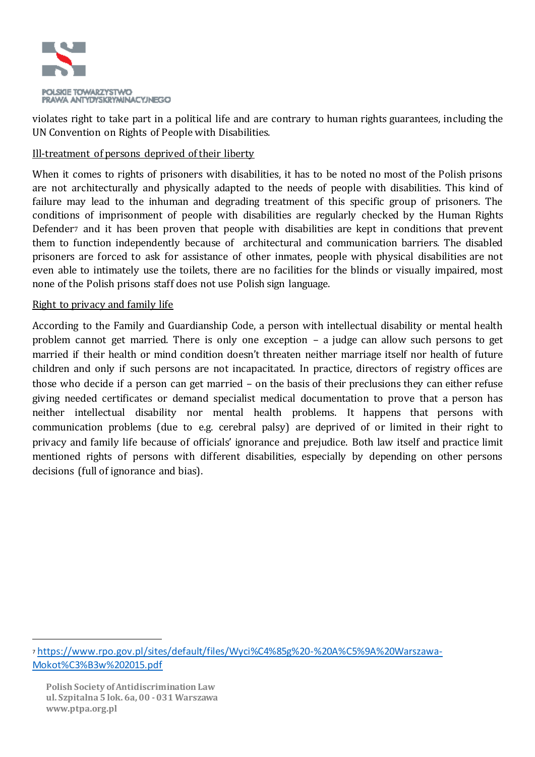violates right to take part in a political life and are contrary to human rights guarantees, including the UN Convention on Rights of People with Disabilities.

Ill-treatment of persons deprived of their liberty

When it comes to rights of prisoners with disabilities, it has to be noted no most of the Polish prisons are not architecturally and physically adapted to the needs of people with disabilities. This kind of failure may lead to the inhuman and degrading treatment of this specific group of prisoners. The conditions of imprisonment of people with disabilities are regularly checked by the Human Rights Defender[7] and it has been proven that people with disabilities are kept in conditions that prevent them to function independently because of architectural and communication barriers. The disabled prisoners are forced to ask for assistance of other inmates, people with physical disabilities are not even able to intimately use the toilets, there are no facilities for the blinds or visually impaired, most none of the Polish prisons staff does not use Polish sign language.

Right to privacy and family life

According to the Family and Guardianship Code, a person with intellectual disability or mental health problem cannot get married. There is only one exception – a judge can allow such persons to get married if their health or mind condition doesn't threaten neither marriage itself nor health of future children and only if such persons are not incapacitated. In practice, directors of registry offices are those who decide if a person can get married – on the basis of their preclusions they can either refuse giving needed certificates or demand specialist medical documentation to prove that a person has neither intellectual disability nor mental health problems. It happens that persons with communication problems (due to e.g. cerebral palsy) are deprived of or limited in their right to privacy and family life because of officials' ignorance and prejudice. Both law itself and practice limit mentioned rights of persons with different disabilities, especially by depending on other persons decisions (full of ignorance and bias).

---

[7] https://www.rpo.gov.pl/sites/default/files/Wyci%C4%85g%20-%20A%C5%9A%20Warszawa-Mokot%C3%B3w%202015.pdf